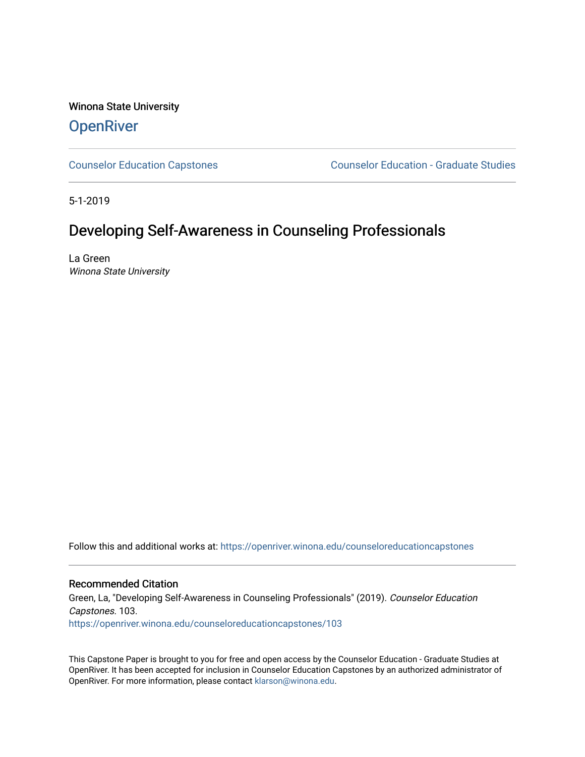Winona State University

# OpenRiver

Counselor Education Capstones | Counselor Education - Graduate Studies

5-1-2019

## Developing Self-Awareness in Counseling Professionals

La Green
*Winona State University*

Follow this and additional works at: https://openriver.winona.edu/counseloreducationcapstones

### Recommended Citation

Green, La, "Developing Self-Awareness in Counseling Professionals" (2019). *Counselor Education Capstones*. 103.
https://openriver.winona.edu/counseloreducationcapstones/103

This Capstone Paper is brought to you for free and open access by the Counselor Education - Graduate Studies at OpenRiver. It has been accepted for inclusion in Counselor Education Capstones by an authorized administrator of OpenRiver. For more information, please contact klarson@winona.edu.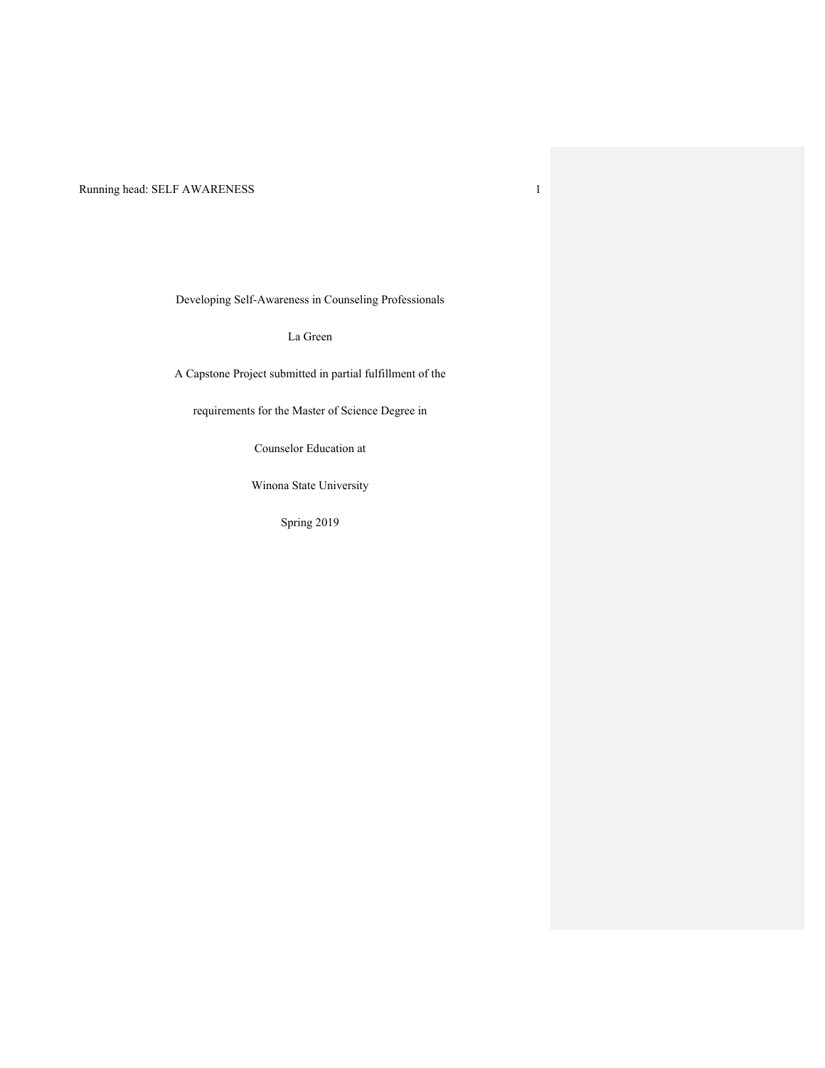Developing Self-Awareness in Counseling Professionals

La Green

A Capstone Project submitted in partial fulfillment of the

requirements for the Master of Science Degree in

Counselor Education at

Winona State University

Spring 2019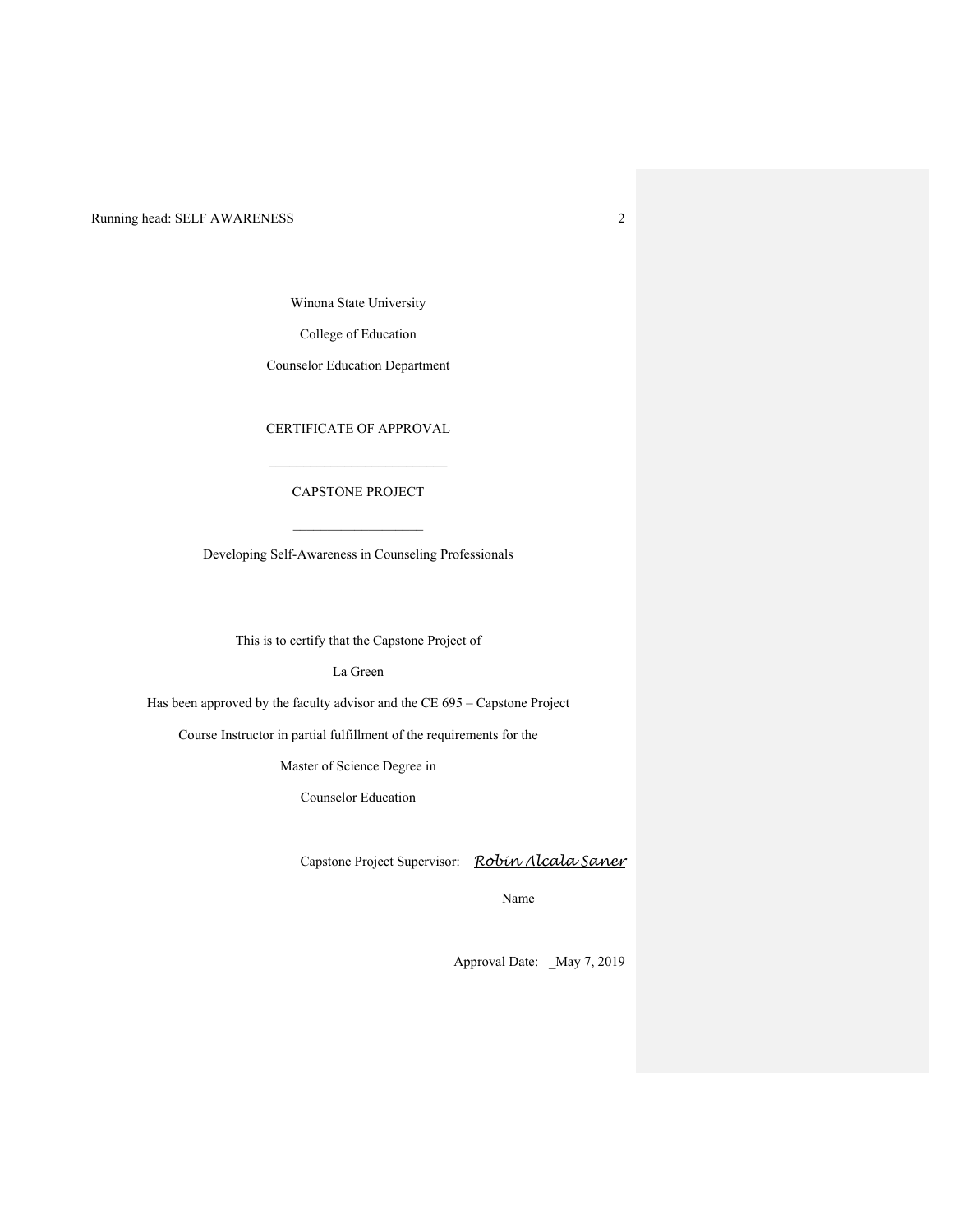Winona State University

College of Education

Counselor Education Department

CERTIFICATE OF APPROVAL

___________________________

CAPSTONE PROJECT

___________________

Developing Self-Awareness in Counseling Professionals

This is to certify that the Capstone Project of

La Green

Has been approved by the faculty advisor and the CE 695 – Capstone Project

Course Instructor in partial fulfillment of the requirements for the

Master of Science Degree in

Counselor Education

Capstone Project Supervisor: *Robin Alcala Saner*

Name

Approval Date: May 7, 2019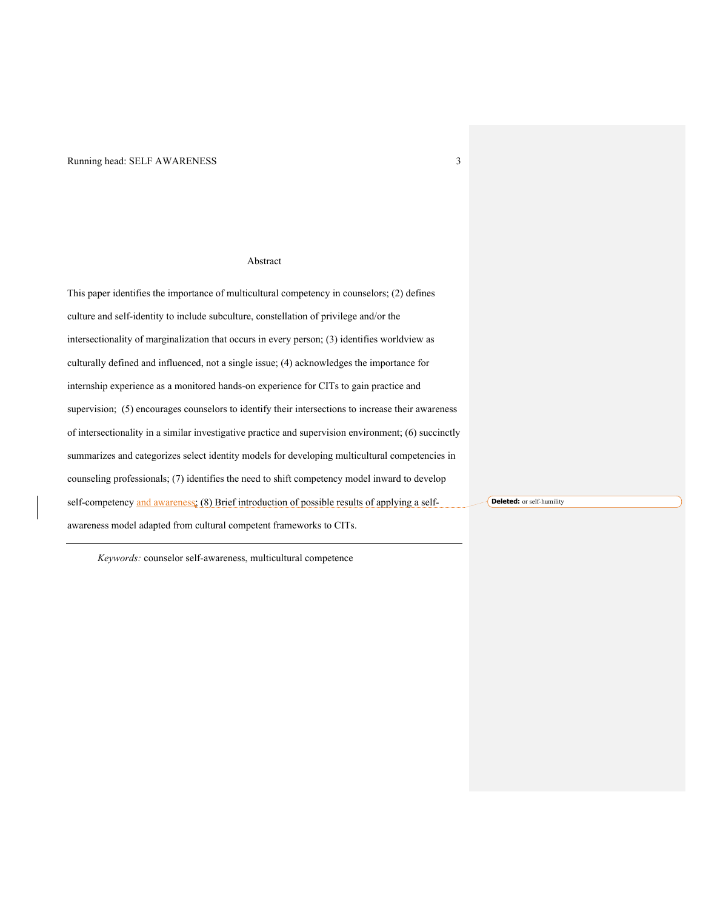# Abstract

This paper identifies the importance of multicultural competency in counselors; (2) defines culture and self-identity to include subculture, constellation of privilege and/or the intersectionality of marginalization that occurs in every person; (3) identifies worldview as culturally defined and influenced, not a single issue; (4) acknowledges the importance for internship experience as a monitored hands-on experience for CITs to gain practice and supervision; (5) encourages counselors to identify their intersections to increase their awareness of intersectionality in a similar investigative practice and supervision environment; (6) succinctly summarizes and categorizes select identity models for developing multicultural competencies in counseling professionals; (7) identifies the need to shift competency model inward to develop self-competency and awareness; (8) Brief introduction of possible results of applying a self-awareness model adapted from cultural competent frameworks to CITs.

*Keywords:* counselor self-awareness, multicultural competence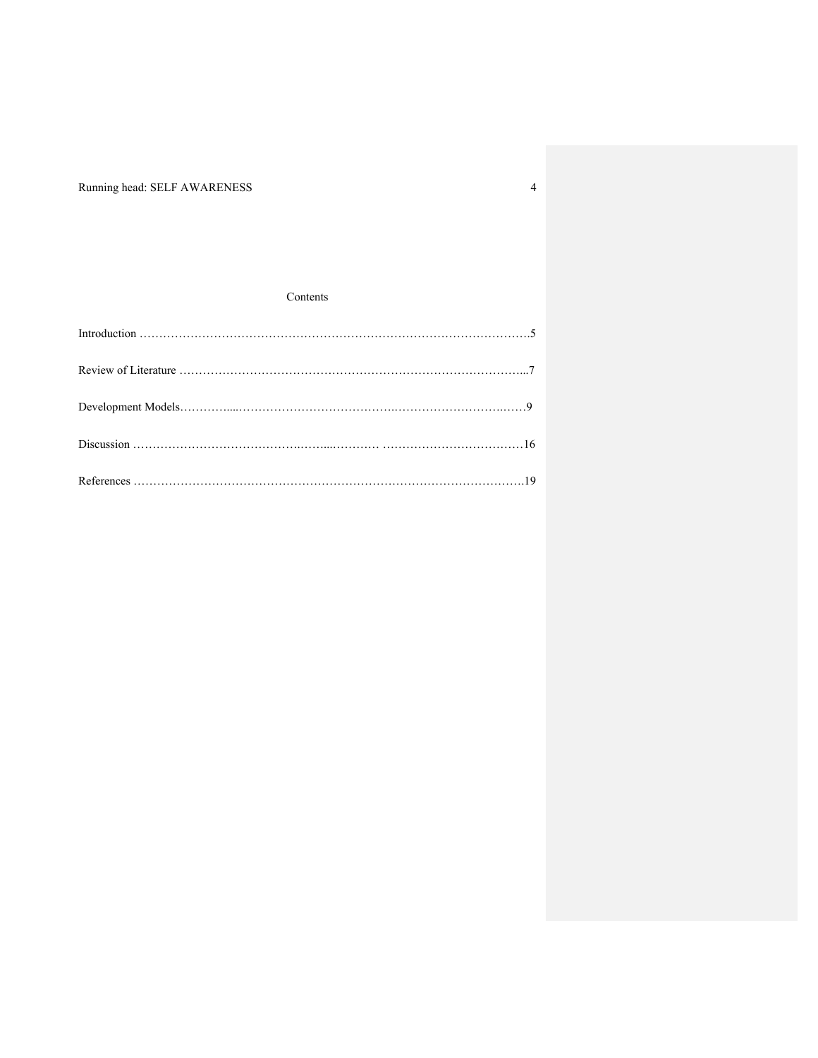# Contents

Introduction ……………………………………………………………………………………….5

Review of Literature ……………………………………………………………………………...7

Development Models…………....…………………………………..………………………..……9

Discussion ……………………………………..……...………… ………………………………16

References ……………………………………………………………………………………….19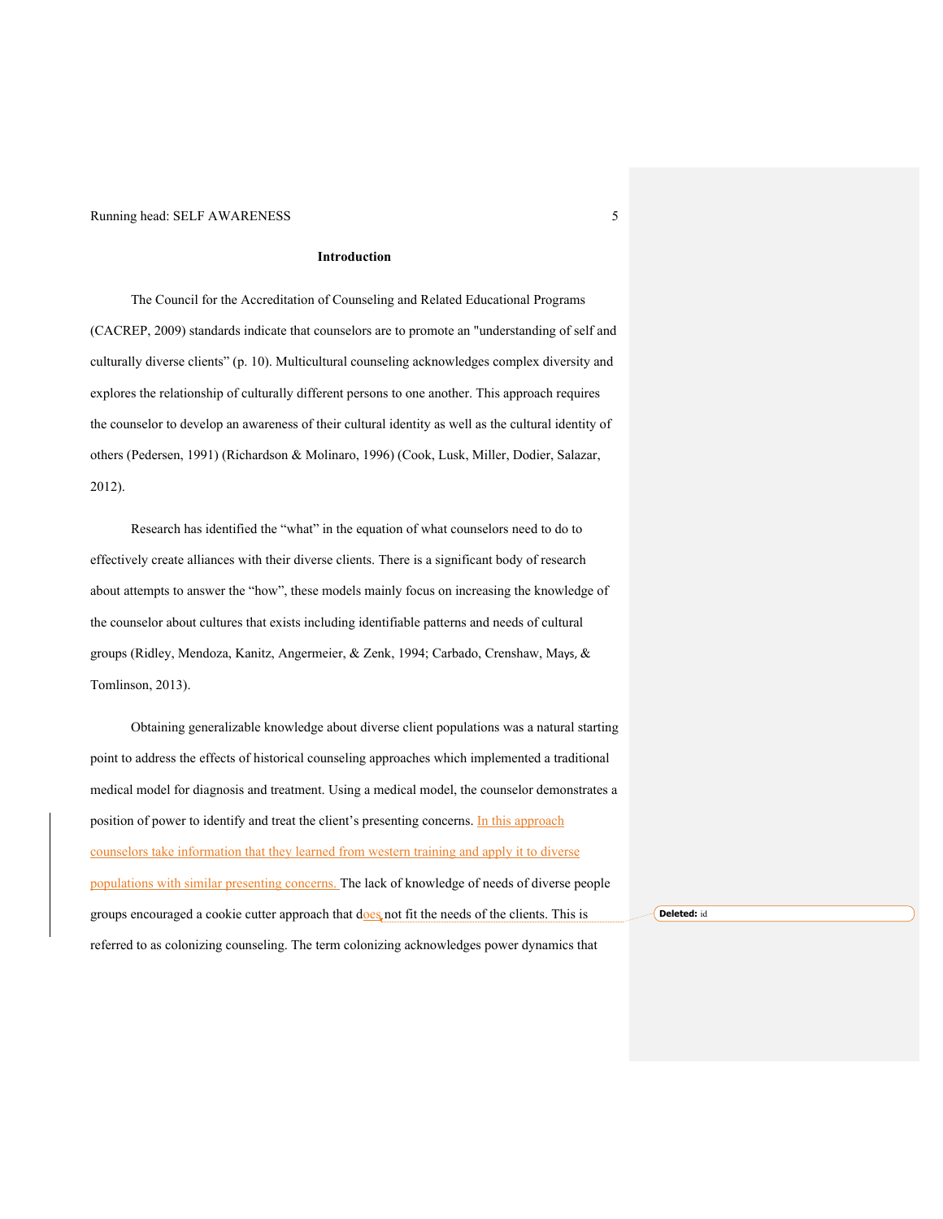## Introduction

The Council for the Accreditation of Counseling and Related Educational Programs (CACREP, 2009) standards indicate that counselors are to promote an "understanding of self and culturally diverse clients" (p. 10). Multicultural counseling acknowledges complex diversity and explores the relationship of culturally different persons to one another. This approach requires the counselor to develop an awareness of their cultural identity as well as the cultural identity of others (Pedersen, 1991) (Richardson & Molinaro, 1996) (Cook, Lusk, Miller, Dodier, Salazar, 2012).

Research has identified the "what" in the equation of what counselors need to do to effectively create alliances with their diverse clients. There is a significant body of research about attempts to answer the "how", these models mainly focus on increasing the knowledge of the counselor about cultures that exists including identifiable patterns and needs of cultural groups (Ridley, Mendoza, Kanitz, Angermeier, & Zenk, 1994; Carbado, Crenshaw, Mays, & Tomlinson, 2013).

Obtaining generalizable knowledge about diverse client populations was a natural starting point to address the effects of historical counseling approaches which implemented a traditional medical model for diagnosis and treatment. Using a medical model, the counselor demonstrates a position of power to identify and treat the client's presenting concerns. In this approach counselors take information that they learned from western training and apply it to diverse populations with similar presenting concerns. The lack of knowledge of needs of diverse people groups encouraged a cookie cutter approach that does not fit the needs of the clients. This is referred to as colonizing counseling. The term colonizing acknowledges power dynamics that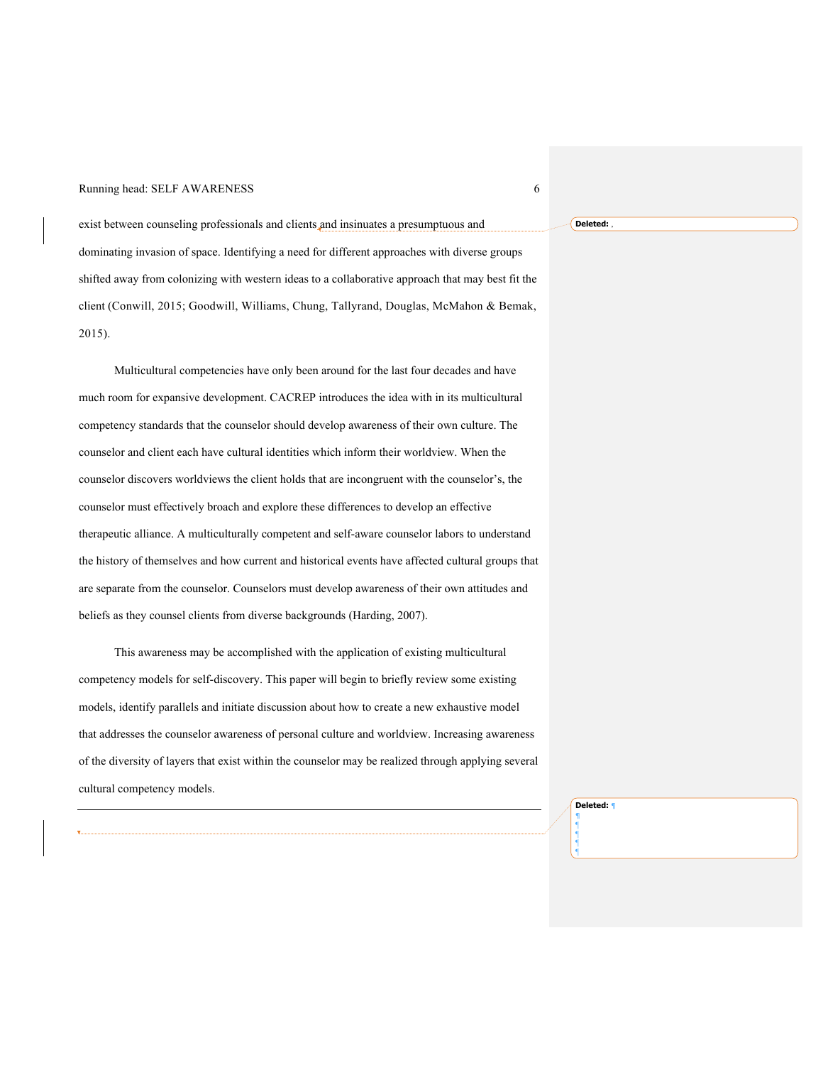exist between counseling professionals and clients and insinuates a presumptuous and dominating invasion of space. Identifying a need for different approaches with diverse groups shifted away from colonizing with western ideas to a collaborative approach that may best fit the client (Conwill, 2015; Goodwill, Williams, Chung, Tallyrand, Douglas, McMahon & Bemak, 2015).

Multicultural competencies have only been around for the last four decades and have much room for expansive development. CACREP introduces the idea with in its multicultural competency standards that the counselor should develop awareness of their own culture. The counselor and client each have cultural identities which inform their worldview. When the counselor discovers worldviews the client holds that are incongruent with the counselor's, the counselor must effectively broach and explore these differences to develop an effective therapeutic alliance. A multiculturally competent and self-aware counselor labors to understand the history of themselves and how current and historical events have affected cultural groups that are separate from the counselor. Counselors must develop awareness of their own attitudes and beliefs as they counsel clients from diverse backgrounds (Harding, 2007).

This awareness may be accomplished with the application of existing multicultural competency models for self-discovery. This paper will begin to briefly review some existing models, identify parallels and initiate discussion about how to create a new exhaustive model that addresses the counselor awareness of personal culture and worldview. Increasing awareness of the diversity of layers that exist within the counselor may be realized through applying several cultural competency models.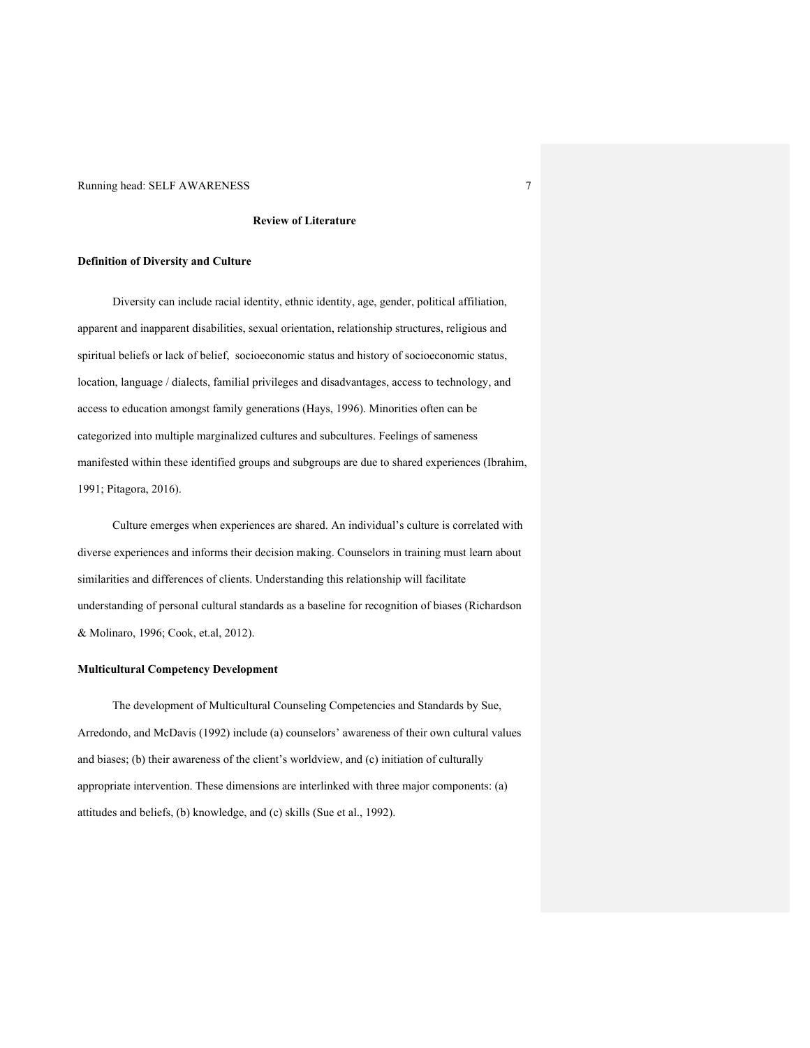## Review of Literature

### Definition of Diversity and Culture

Diversity can include racial identity, ethnic identity, age, gender, political affiliation, apparent and inapparent disabilities, sexual orientation, relationship structures, religious and spiritual beliefs or lack of belief, socioeconomic status and history of socioeconomic status, location, language / dialects, familial privileges and disadvantages, access to technology, and access to education amongst family generations (Hays, 1996). Minorities often can be categorized into multiple marginalized cultures and subcultures. Feelings of sameness manifested within these identified groups and subgroups are due to shared experiences (Ibrahim, 1991; Pitagora, 2016).

Culture emerges when experiences are shared. An individual's culture is correlated with diverse experiences and informs their decision making. Counselors in training must learn about similarities and differences of clients. Understanding this relationship will facilitate understanding of personal cultural standards as a baseline for recognition of biases (Richardson & Molinaro, 1996; Cook, et.al, 2012).

### Multicultural Competency Development

The development of Multicultural Counseling Competencies and Standards by Sue, Arredondo, and McDavis (1992) include (a) counselors' awareness of their own cultural values and biases; (b) their awareness of the client's worldview, and (c) initiation of culturally appropriate intervention. These dimensions are interlinked with three major components: (a) attitudes and beliefs, (b) knowledge, and (c) skills (Sue et al., 1992).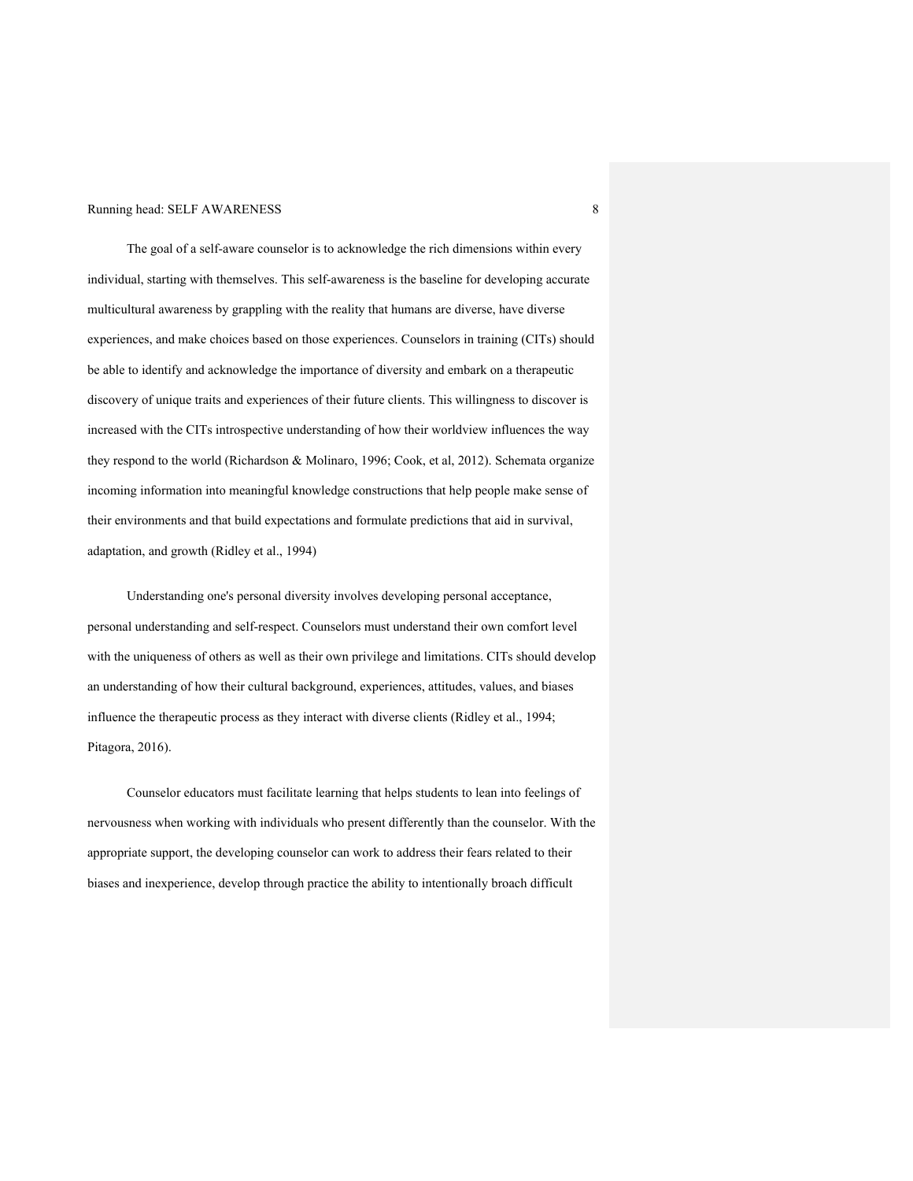The goal of a self-aware counselor is to acknowledge the rich dimensions within every individual, starting with themselves. This self-awareness is the baseline for developing accurate multicultural awareness by grappling with the reality that humans are diverse, have diverse experiences, and make choices based on those experiences. Counselors in training (CITs) should be able to identify and acknowledge the importance of diversity and embark on a therapeutic discovery of unique traits and experiences of their future clients. This willingness to discover is increased with the CITs introspective understanding of how their worldview influences the way they respond to the world (Richardson & Molinaro, 1996; Cook, et al, 2012). Schemata organize incoming information into meaningful knowledge constructions that help people make sense of their environments and that build expectations and formulate predictions that aid in survival, adaptation, and growth (Ridley et al., 1994)

Understanding one's personal diversity involves developing personal acceptance, personal understanding and self-respect. Counselors must understand their own comfort level with the uniqueness of others as well as their own privilege and limitations. CITs should develop an understanding of how their cultural background, experiences, attitudes, values, and biases influence the therapeutic process as they interact with diverse clients (Ridley et al., 1994; Pitagora, 2016).

Counselor educators must facilitate learning that helps students to lean into feelings of nervousness when working with individuals who present differently than the counselor. With the appropriate support, the developing counselor can work to address their fears related to their biases and inexperience, develop through practice the ability to intentionally broach difficult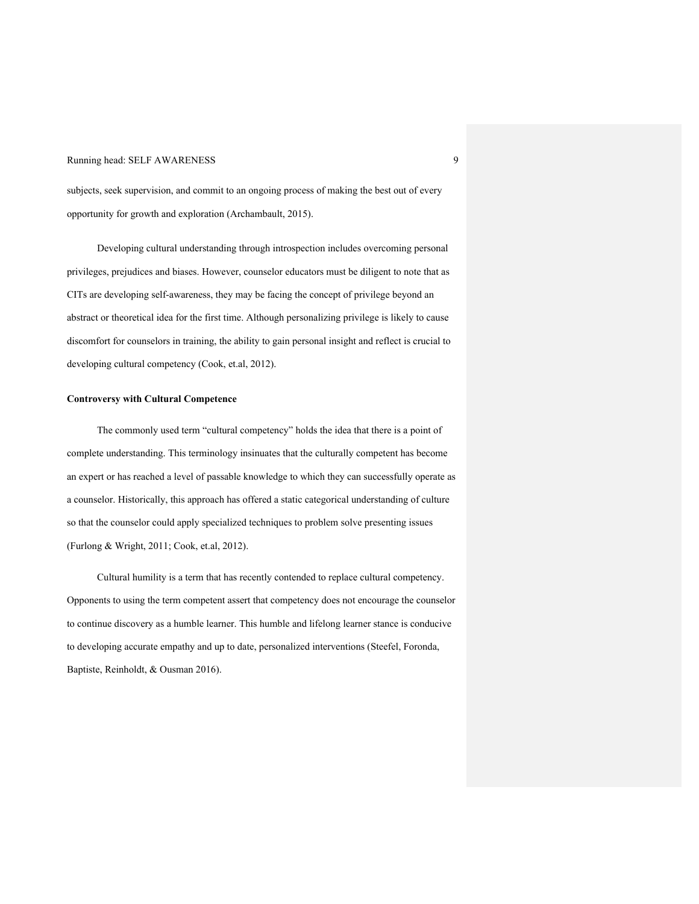subjects, seek supervision, and commit to an ongoing process of making the best out of every opportunity for growth and exploration (Archambault, 2015).

Developing cultural understanding through introspection includes overcoming personal privileges, prejudices and biases. However, counselor educators must be diligent to note that as CITs are developing self-awareness, they may be facing the concept of privilege beyond an abstract or theoretical idea for the first time. Although personalizing privilege is likely to cause discomfort for counselors in training, the ability to gain personal insight and reflect is crucial to developing cultural competency (Cook, et.al, 2012).

**Controversy with Cultural Competence**

The commonly used term "cultural competency" holds the idea that there is a point of complete understanding. This terminology insinuates that the culturally competent has become an expert or has reached a level of passable knowledge to which they can successfully operate as a counselor. Historically, this approach has offered a static categorical understanding of culture so that the counselor could apply specialized techniques to problem solve presenting issues (Furlong & Wright, 2011; Cook, et.al, 2012).

Cultural humility is a term that has recently contended to replace cultural competency. Opponents to using the term competent assert that competency does not encourage the counselor to continue discovery as a humble learner. This humble and lifelong learner stance is conducive to developing accurate empathy and up to date, personalized interventions (Steefel, Foronda, Baptiste, Reinholdt, & Ousman 2016).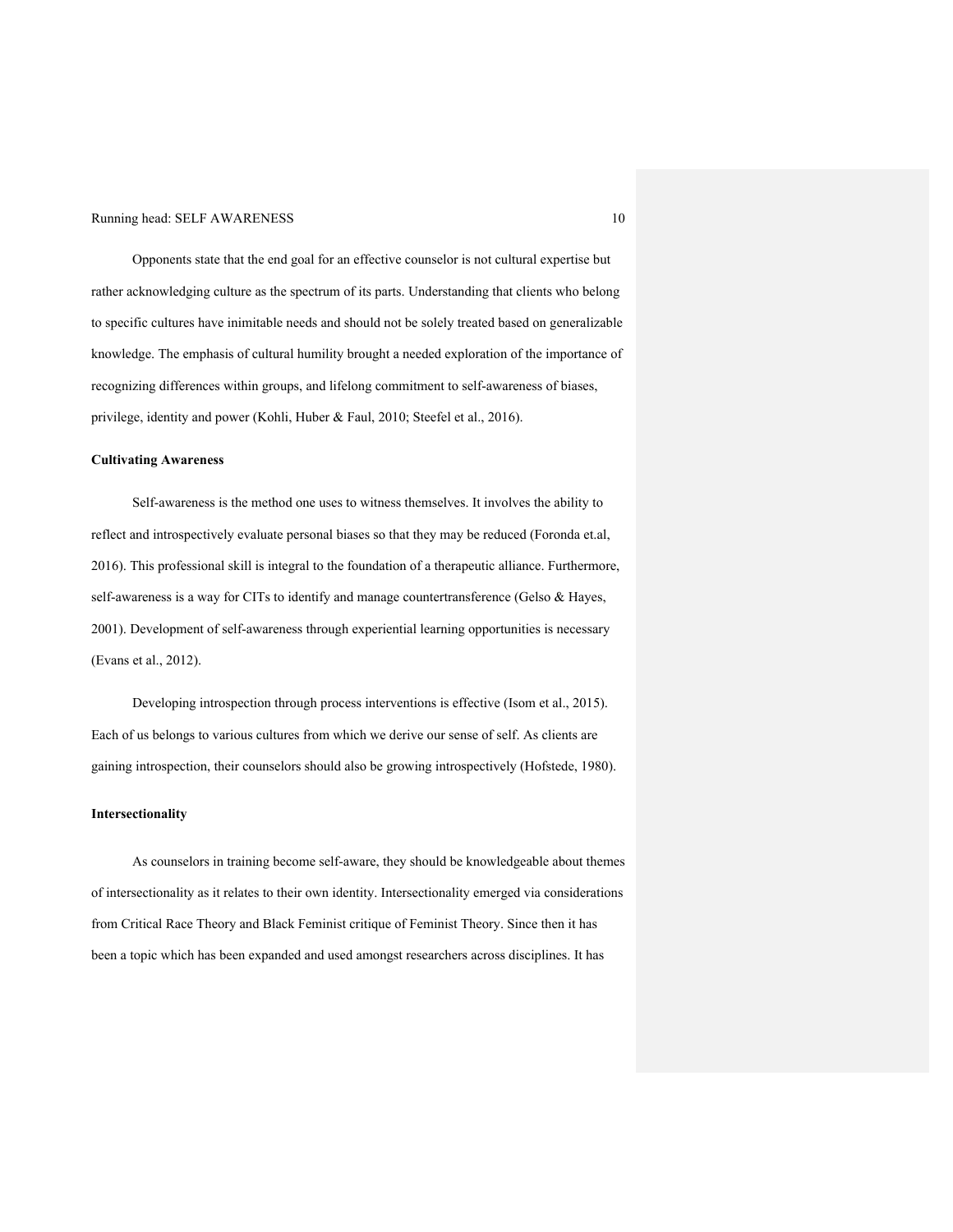Opponents state that the end goal for an effective counselor is not cultural expertise but rather acknowledging culture as the spectrum of its parts. Understanding that clients who belong to specific cultures have inimitable needs and should not be solely treated based on generalizable knowledge. The emphasis of cultural humility brought a needed exploration of the importance of recognizing differences within groups, and lifelong commitment to self-awareness of biases, privilege, identity and power (Kohli, Huber & Faul, 2010; Steefel et al., 2016).

**Cultivating Awareness**

Self-awareness is the method one uses to witness themselves. It involves the ability to reflect and introspectively evaluate personal biases so that they may be reduced (Foronda et.al, 2016). This professional skill is integral to the foundation of a therapeutic alliance. Furthermore, self-awareness is a way for CITs to identify and manage countertransference (Gelso & Hayes, 2001). Development of self-awareness through experiential learning opportunities is necessary (Evans et al., 2012).

Developing introspection through process interventions is effective (Isom et al., 2015). Each of us belongs to various cultures from which we derive our sense of self. As clients are gaining introspection, their counselors should also be growing introspectively (Hofstede, 1980).

**Intersectionality**

As counselors in training become self-aware, they should be knowledgeable about themes of intersectionality as it relates to their own identity. Intersectionality emerged via considerations from Critical Race Theory and Black Feminist critique of Feminist Theory. Since then it has been a topic which has been expanded and used amongst researchers across disciplines. It has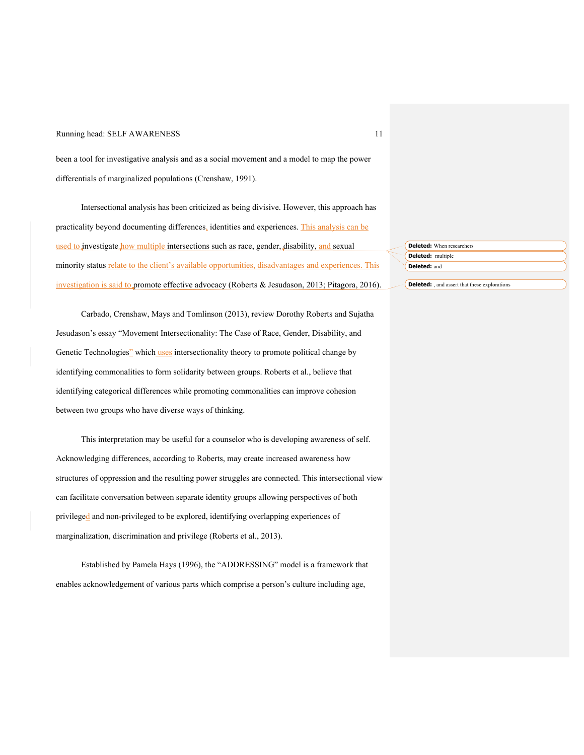been a tool for investigative analysis and as a social movement and a model to map the power differentials of marginalized populations (Crenshaw, 1991).

Intersectional analysis has been criticized as being divisive. However, this approach has practicality beyond documenting differences, identities and experiences. This analysis can be used to investigate how multiple intersections such as race, gender, disability, and sexual minority status relate to the client's available opportunities, disadvantages and experiences. This investigation is said to promote effective advocacy (Roberts & Jesudason, 2013; Pitagora, 2016).

Carbado, Crenshaw, Mays and Tomlinson (2013), review Dorothy Roberts and Sujatha Jesudason's essay "Movement Intersectionality: The Case of Race, Gender, Disability, and Genetic Technologies" which uses intersectionality theory to promote political change by identifying commonalities to form solidarity between groups. Roberts et al., believe that identifying categorical differences while promoting commonalities can improve cohesion between two groups who have diverse ways of thinking.

This interpretation may be useful for a counselor who is developing awareness of self. Acknowledging differences, according to Roberts, may create increased awareness how structures of oppression and the resulting power struggles are connected. This intersectional view can facilitate conversation between separate identity groups allowing perspectives of both privileged and non-privileged to be explored, identifying overlapping experiences of marginalization, discrimination and privilege (Roberts et al., 2013).

Established by Pamela Hays (1996), the "ADDRESSING" model is a framework that enables acknowledgement of various parts which comprise a person's culture including age,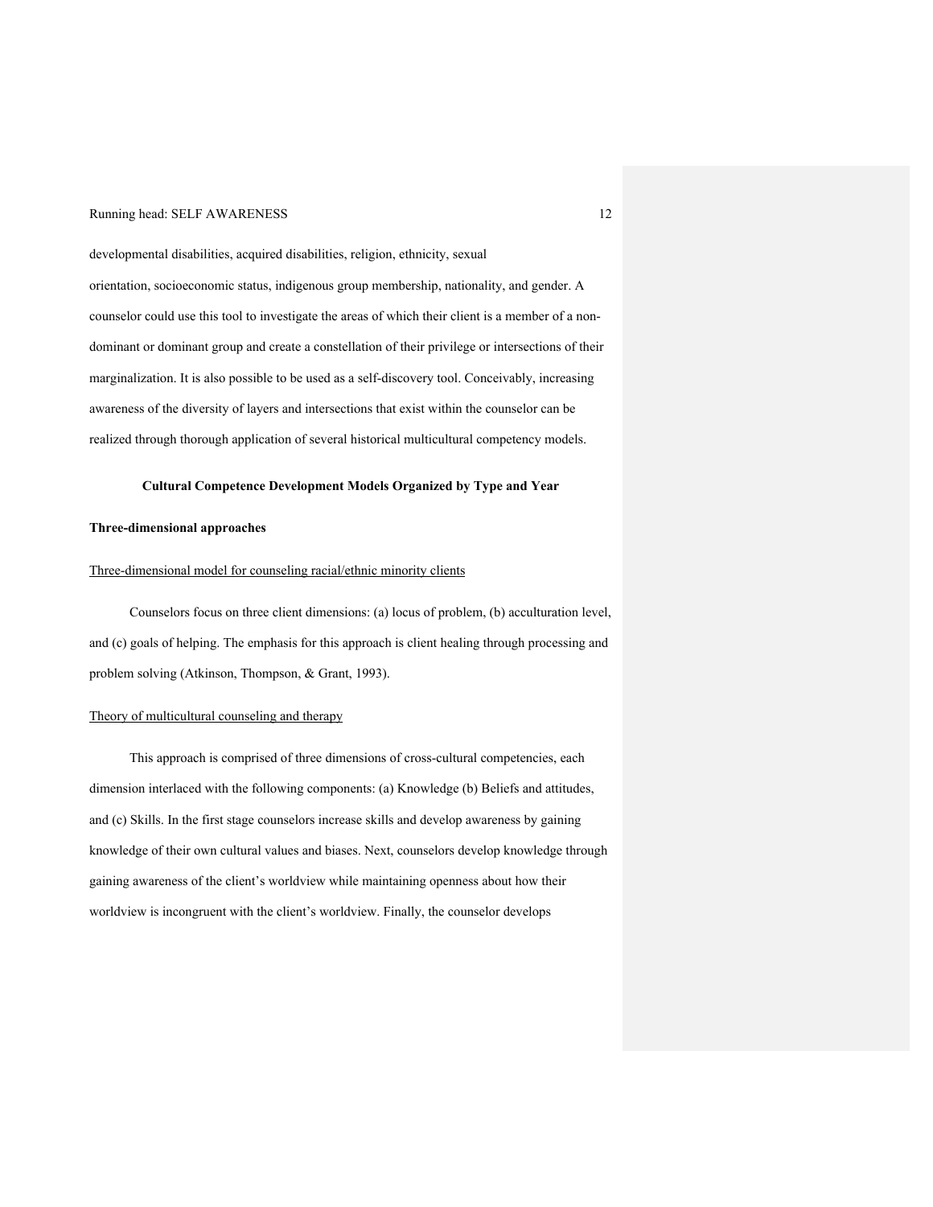developmental disabilities, acquired disabilities, religion, ethnicity, sexual orientation, socioeconomic status, indigenous group membership, nationality, and gender. A counselor could use this tool to investigate the areas of which their client is a member of a non-dominant or dominant group and create a constellation of their privilege or intersections of their marginalization. It is also possible to be used as a self-discovery tool. Conceivably, increasing awareness of the diversity of layers and intersections that exist within the counselor can be realized through thorough application of several historical multicultural competency models.

## Cultural Competence Development Models Organized by Type and Year

### Three-dimensional approaches

#### Three-dimensional model for counseling racial/ethnic minority clients

Counselors focus on three client dimensions: (a) locus of problem, (b) acculturation level, and (c) goals of helping. The emphasis for this approach is client healing through processing and problem solving (Atkinson, Thompson, & Grant, 1993).

#### Theory of multicultural counseling and therapy

This approach is comprised of three dimensions of cross-cultural competencies, each dimension interlaced with the following components: (a) Knowledge (b) Beliefs and attitudes, and (c) Skills. In the first stage counselors increase skills and develop awareness by gaining knowledge of their own cultural values and biases. Next, counselors develop knowledge through gaining awareness of the client's worldview while maintaining openness about how their worldview is incongruent with the client's worldview. Finally, the counselor develops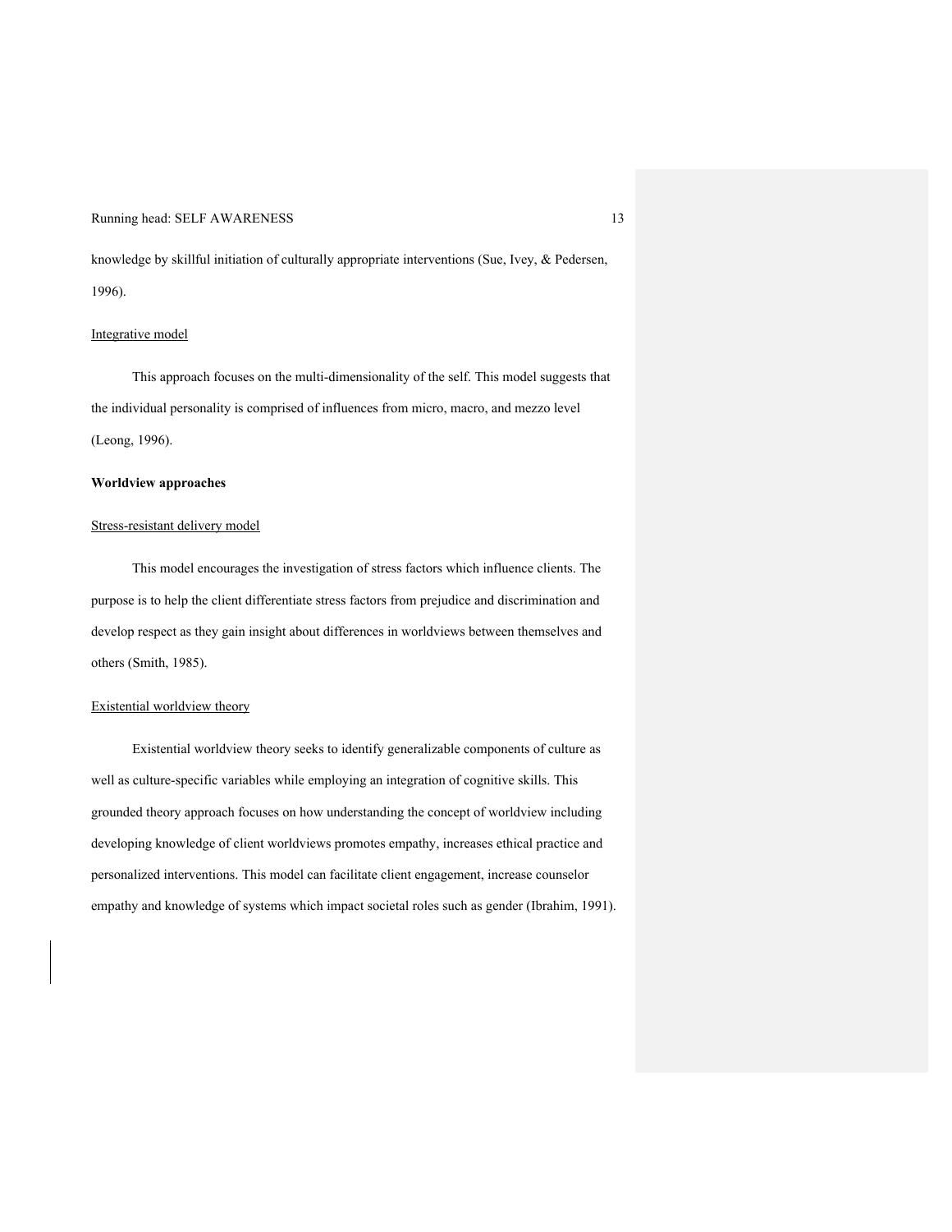knowledge by skillful initiation of culturally appropriate interventions (Sue, Ivey, & Pedersen, 1996).

Integrative model

This approach focuses on the multi-dimensionality of the self. This model suggests that the individual personality is comprised of influences from micro, macro, and mezzo level (Leong, 1996).

**Worldview approaches**

Stress-resistant delivery model

This model encourages the investigation of stress factors which influence clients. The purpose is to help the client differentiate stress factors from prejudice and discrimination and develop respect as they gain insight about differences in worldviews between themselves and others (Smith, 1985).

Existential worldview theory

Existential worldview theory seeks to identify generalizable components of culture as well as culture-specific variables while employing an integration of cognitive skills. This grounded theory approach focuses on how understanding the concept of worldview including developing knowledge of client worldviews promotes empathy, increases ethical practice and personalized interventions. This model can facilitate client engagement, increase counselor empathy and knowledge of systems which impact societal roles such as gender (Ibrahim, 1991).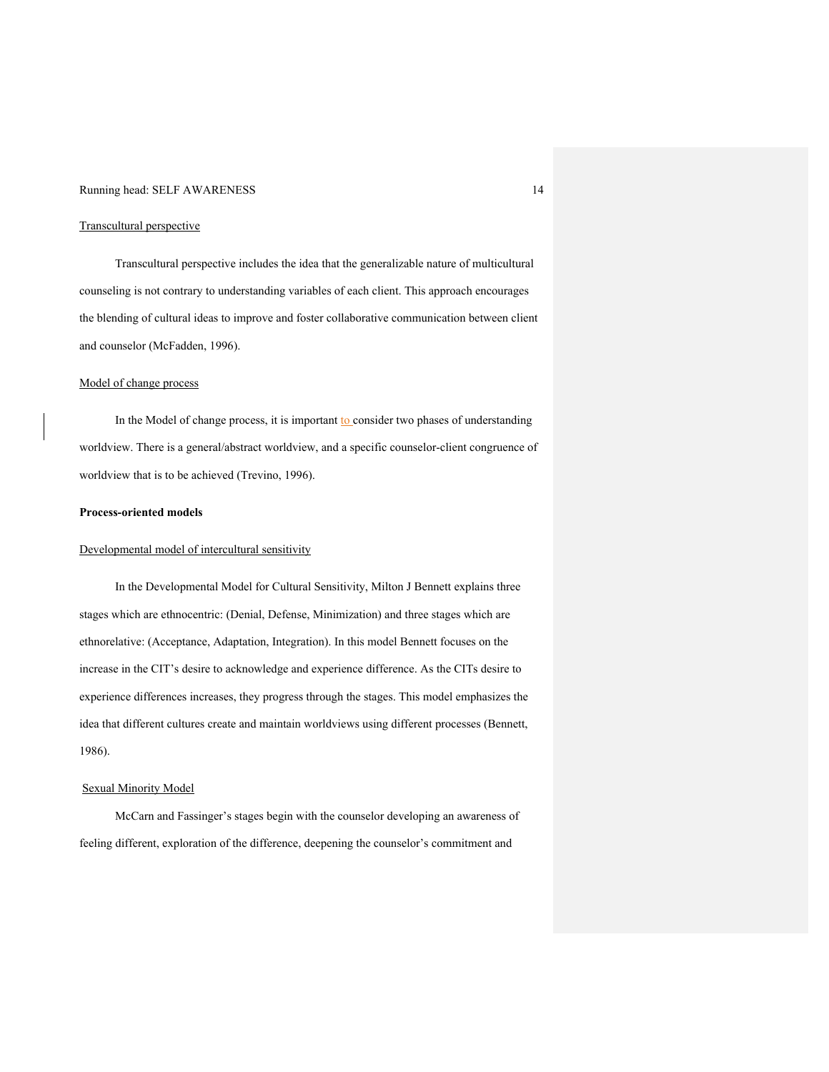Transcultural perspective

Transcultural perspective includes the idea that the generalizable nature of multicultural counseling is not contrary to understanding variables of each client. This approach encourages the blending of cultural ideas to improve and foster collaborative communication between client and counselor (McFadden, 1996).

Model of change process

In the Model of change process, it is important to consider two phases of understanding worldview. There is a general/abstract worldview, and a specific counselor-client congruence of worldview that is to be achieved (Trevino, 1996).

**Process-oriented models**

Developmental model of intercultural sensitivity

In the Developmental Model for Cultural Sensitivity, Milton J Bennett explains three stages which are ethnocentric: (Denial, Defense, Minimization) and three stages which are ethnorelative: (Acceptance, Adaptation, Integration). In this model Bennett focuses on the increase in the CIT's desire to acknowledge and experience difference. As the CITs desire to experience differences increases, they progress through the stages. This model emphasizes the idea that different cultures create and maintain worldviews using different processes (Bennett, 1986).

Sexual Minority Model

McCarn and Fassinger's stages begin with the counselor developing an awareness of feeling different, exploration of the difference, deepening the counselor's commitment and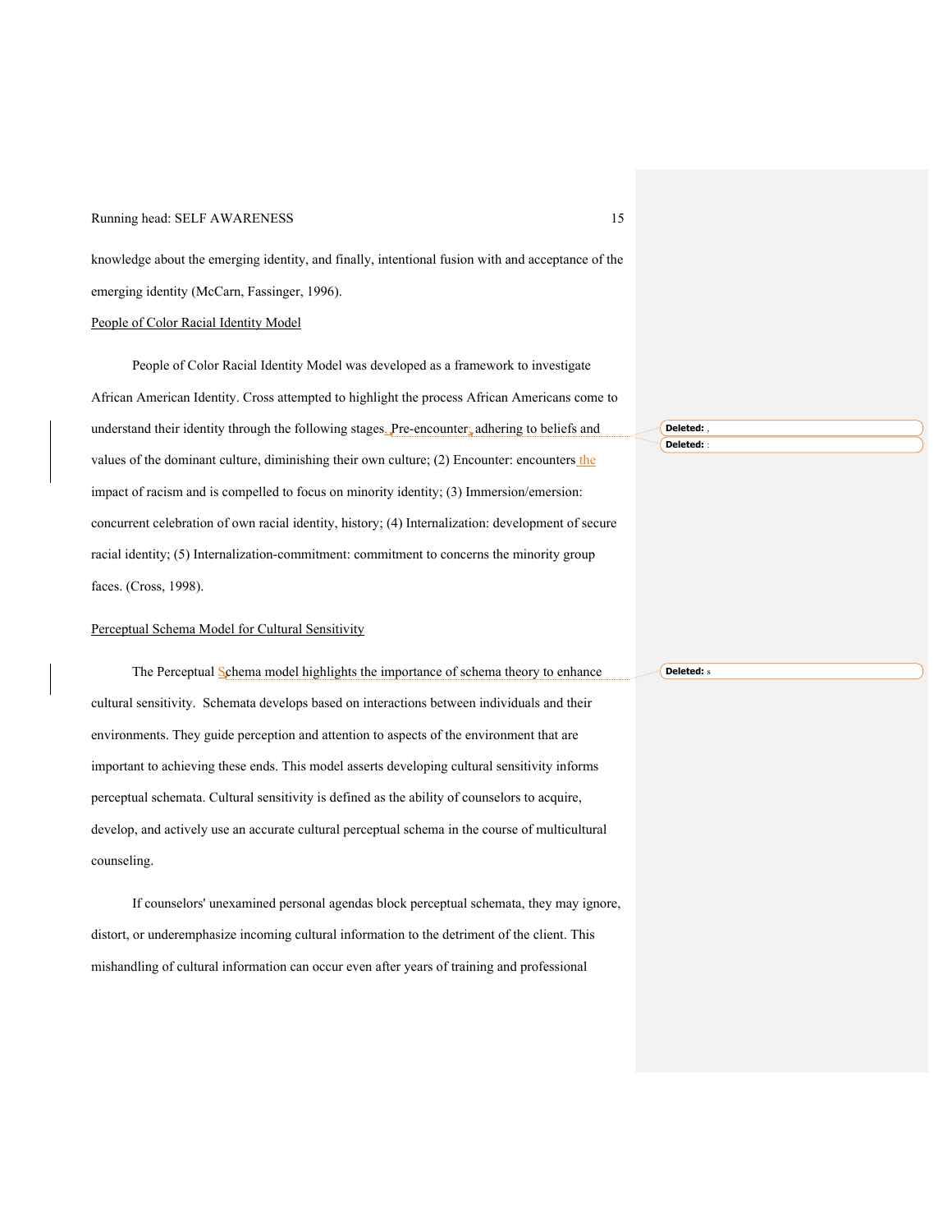knowledge about the emerging identity, and finally, intentional fusion with and acceptance of the emerging identity (McCarn, Fassinger, 1996).

People of Color Racial Identity Model

People of Color Racial Identity Model was developed as a framework to investigate African American Identity. Cross attempted to highlight the process African Americans come to understand their identity through the following stages. Pre-encounter: adhering to beliefs and values of the dominant culture, diminishing their own culture; (2) Encounter: encounters the impact of racism and is compelled to focus on minority identity; (3) Immersion/emersion: concurrent celebration of own racial identity, history; (4) Internalization: development of secure racial identity; (5) Internalization-commitment: commitment to concerns the minority group faces. (Cross, 1998).

Perceptual Schema Model for Cultural Sensitivity

The Perceptual Schema model highlights the importance of schema theory to enhance cultural sensitivity. Schemata develops based on interactions between individuals and their environments. They guide perception and attention to aspects of the environment that are important to achieving these ends. This model asserts developing cultural sensitivity informs perceptual schemata. Cultural sensitivity is defined as the ability of counselors to acquire, develop, and actively use an accurate cultural perceptual schema in the course of multicultural counseling.

If counselors' unexamined personal agendas block perceptual schemata, they may ignore, distort, or underemphasize incoming cultural information to the detriment of the client. This mishandling of cultural information can occur even after years of training and professional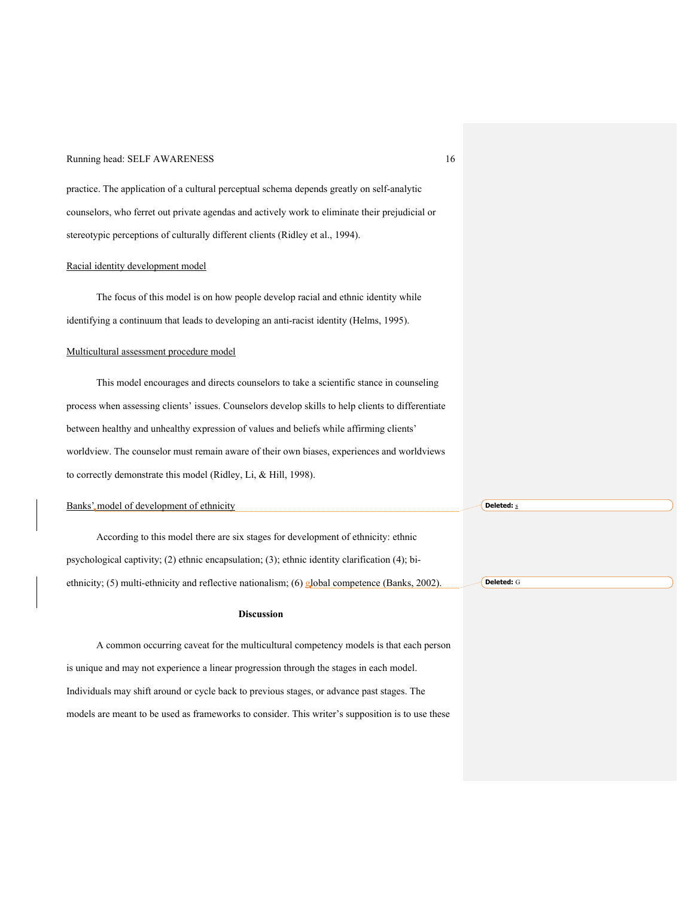practice. The application of a cultural perceptual schema depends greatly on self-analytic counselors, who ferret out private agendas and actively work to eliminate their prejudicial or stereotypic perceptions of culturally different clients (Ridley et al., 1994).

Racial identity development model

The focus of this model is on how people develop racial and ethnic identity while identifying a continuum that leads to developing an anti-racist identity (Helms, 1995).

Multicultural assessment procedure model

This model encourages and directs counselors to take a scientific stance in counseling process when assessing clients' issues. Counselors develop skills to help clients to differentiate between healthy and unhealthy expression of values and beliefs while affirming clients' worldview. The counselor must remain aware of their own biases, experiences and worldviews to correctly demonstrate this model (Ridley, Li, & Hill, 1998).

Banks' model of development of ethnicity

According to this model there are six stages for development of ethnicity: ethnic psychological captivity; (2) ethnic encapsulation; (3); ethnic identity clarification (4); bi-ethnicity; (5) multi-ethnicity and reflective nationalism; (6) global competence (Banks, 2002).

**Discussion**

A common occurring caveat for the multicultural competency models is that each person is unique and may not experience a linear progression through the stages in each model. Individuals may shift around or cycle back to previous stages, or advance past stages. The models are meant to be used as frameworks to consider. This writer's supposition is to use these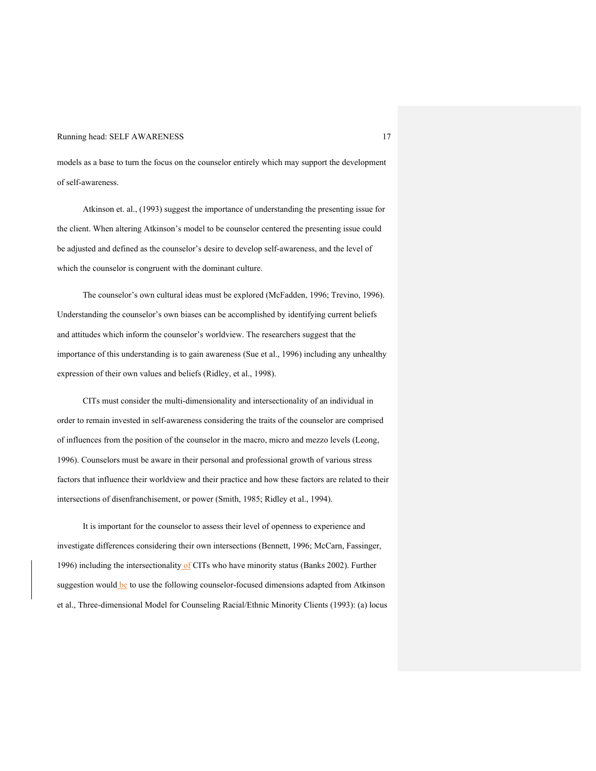models as a base to turn the focus on the counselor entirely which may support the development of self-awareness.

Atkinson et. al., (1993) suggest the importance of understanding the presenting issue for the client. When altering Atkinson's model to be counselor centered the presenting issue could be adjusted and defined as the counselor's desire to develop self-awareness, and the level of which the counselor is congruent with the dominant culture.

The counselor's own cultural ideas must be explored (McFadden, 1996; Trevino, 1996). Understanding the counselor's own biases can be accomplished by identifying current beliefs and attitudes which inform the counselor's worldview. The researchers suggest that the importance of this understanding is to gain awareness (Sue et al., 1996) including any unhealthy expression of their own values and beliefs (Ridley, et al., 1998).

CITs must consider the multi-dimensionality and intersectionality of an individual in order to remain invested in self-awareness considering the traits of the counselor are comprised of influences from the position of the counselor in the macro, micro and mezzo levels (Leong, 1996). Counselors must be aware in their personal and professional growth of various stress factors that influence their worldview and their practice and how these factors are related to their intersections of disenfranchisement, or power (Smith, 1985; Ridley et al., 1994).

It is important for the counselor to assess their level of openness to experience and investigate differences considering their own intersections (Bennett, 1996; McCarn, Fassinger, 1996) including the intersectionality of CITs who have minority status (Banks 2002). Further suggestion would be to use the following counselor-focused dimensions adapted from Atkinson et al., Three-dimensional Model for Counseling Racial/Ethnic Minority Clients (1993): (a) locus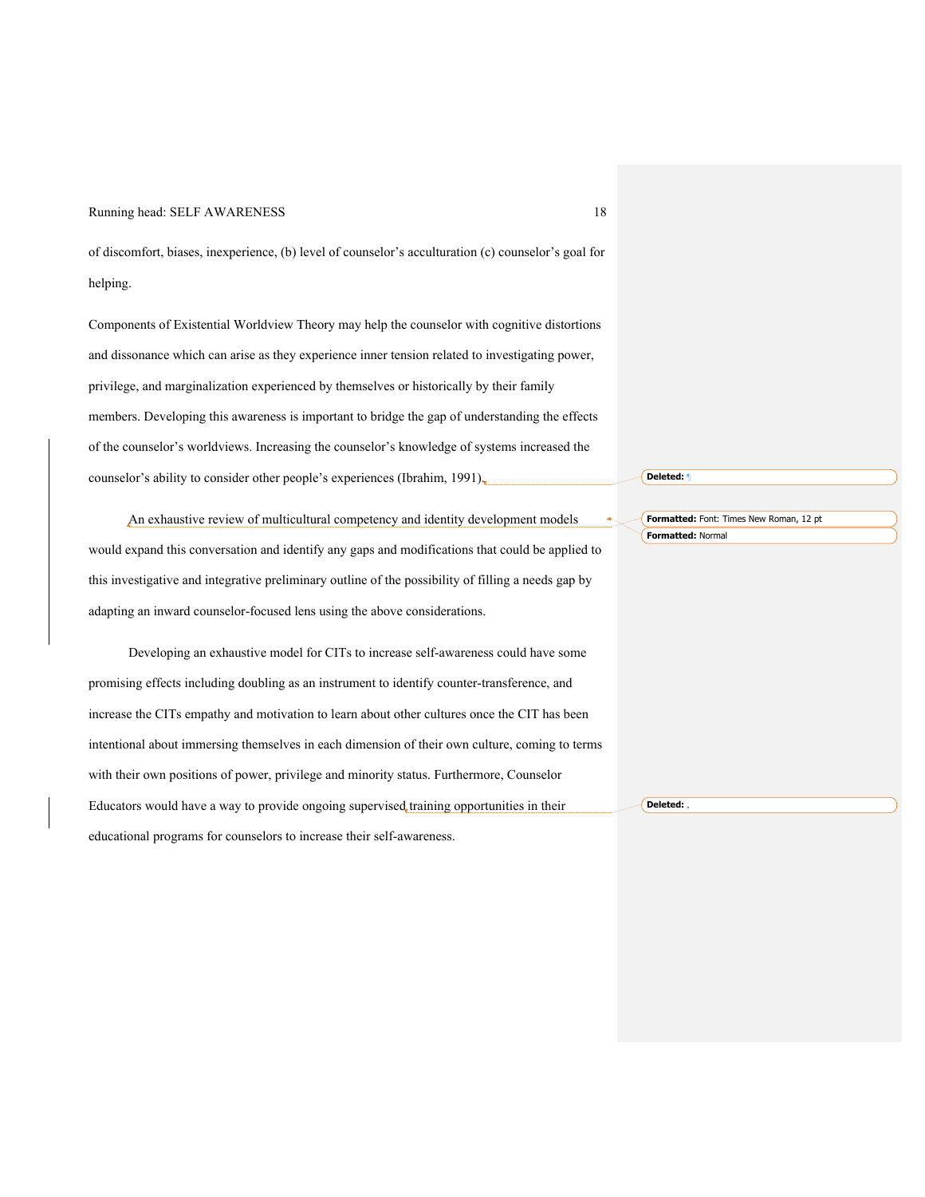of discomfort, biases, inexperience, (b) level of counselor's acculturation (c) counselor's goal for helping.

Components of Existential Worldview Theory may help the counselor with cognitive distortions and dissonance which can arise as they experience inner tension related to investigating power, privilege, and marginalization experienced by themselves or historically by their family members. Developing this awareness is important to bridge the gap of understanding the effects of the counselor's worldviews. Increasing the counselor's knowledge of systems increased the counselor's ability to consider other people's experiences (Ibrahim, 1991).

An exhaustive review of multicultural competency and identity development models would expand this conversation and identify any gaps and modifications that could be applied to this investigative and integrative preliminary outline of the possibility of filling a needs gap by adapting an inward counselor-focused lens using the above considerations.

Developing an exhaustive model for CITs to increase self-awareness could have some promising effects including doubling as an instrument to identify counter-transference, and increase the CITs empathy and motivation to learn about other cultures once the CIT has been intentional about immersing themselves in each dimension of their own culture, coming to terms with their own positions of power, privilege and minority status. Furthermore, Counselor Educators would have a way to provide ongoing supervised training opportunities in their educational programs for counselors to increase their self-awareness.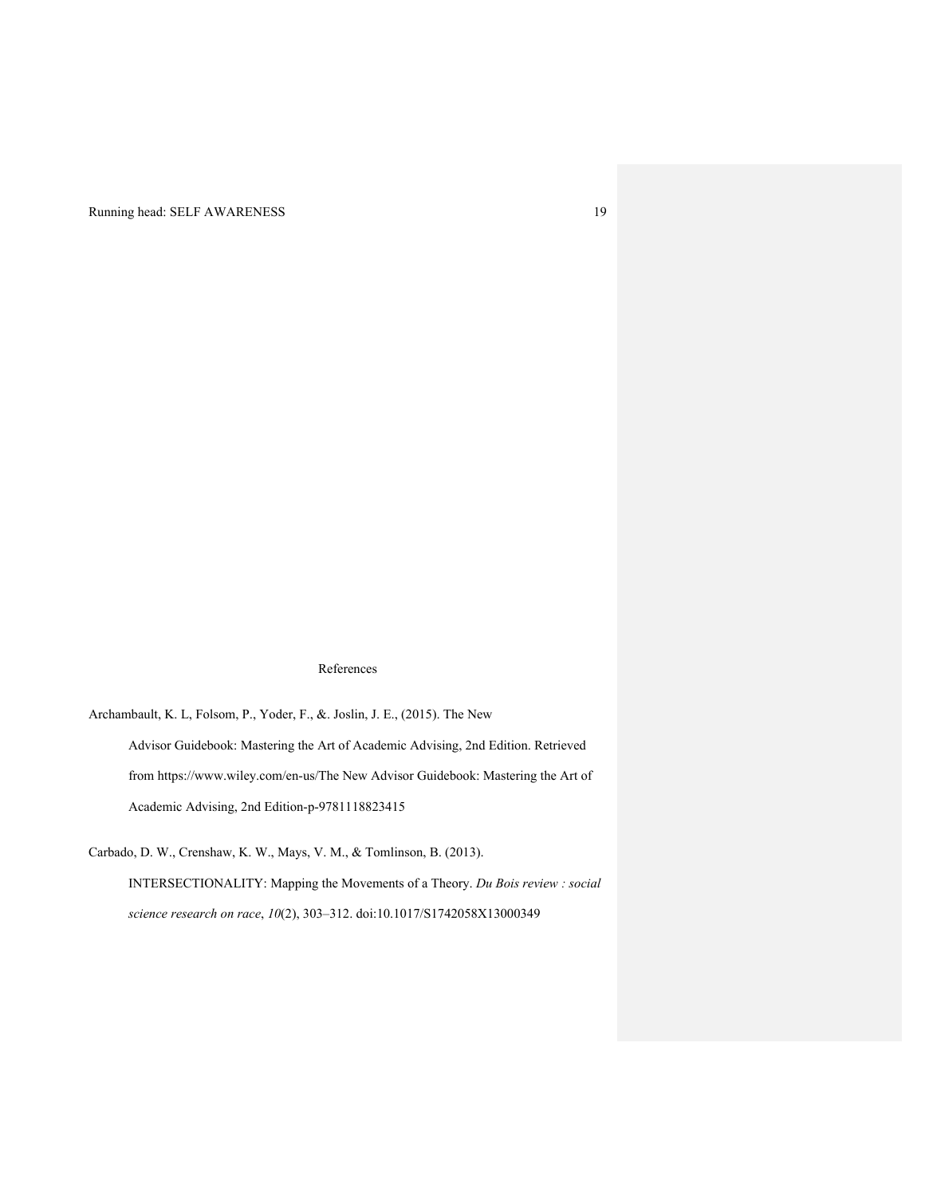# References

Archambault, K. L, Folsom, P., Yoder, F., &. Joslin, J. E., (2015). The New Advisor Guidebook: Mastering the Art of Academic Advising, 2nd Edition. Retrieved from https://www.wiley.com/en-us/The New Advisor Guidebook: Mastering the Art of Academic Advising, 2nd Edition-p-9781118823415

Carbado, D. W., Crenshaw, K. W., Mays, V. M., & Tomlinson, B. (2013). INTERSECTIONALITY: Mapping the Movements of a Theory. *Du Bois review : social science research on race*, *10*(2), 303–312. doi:10.1017/S1742058X13000349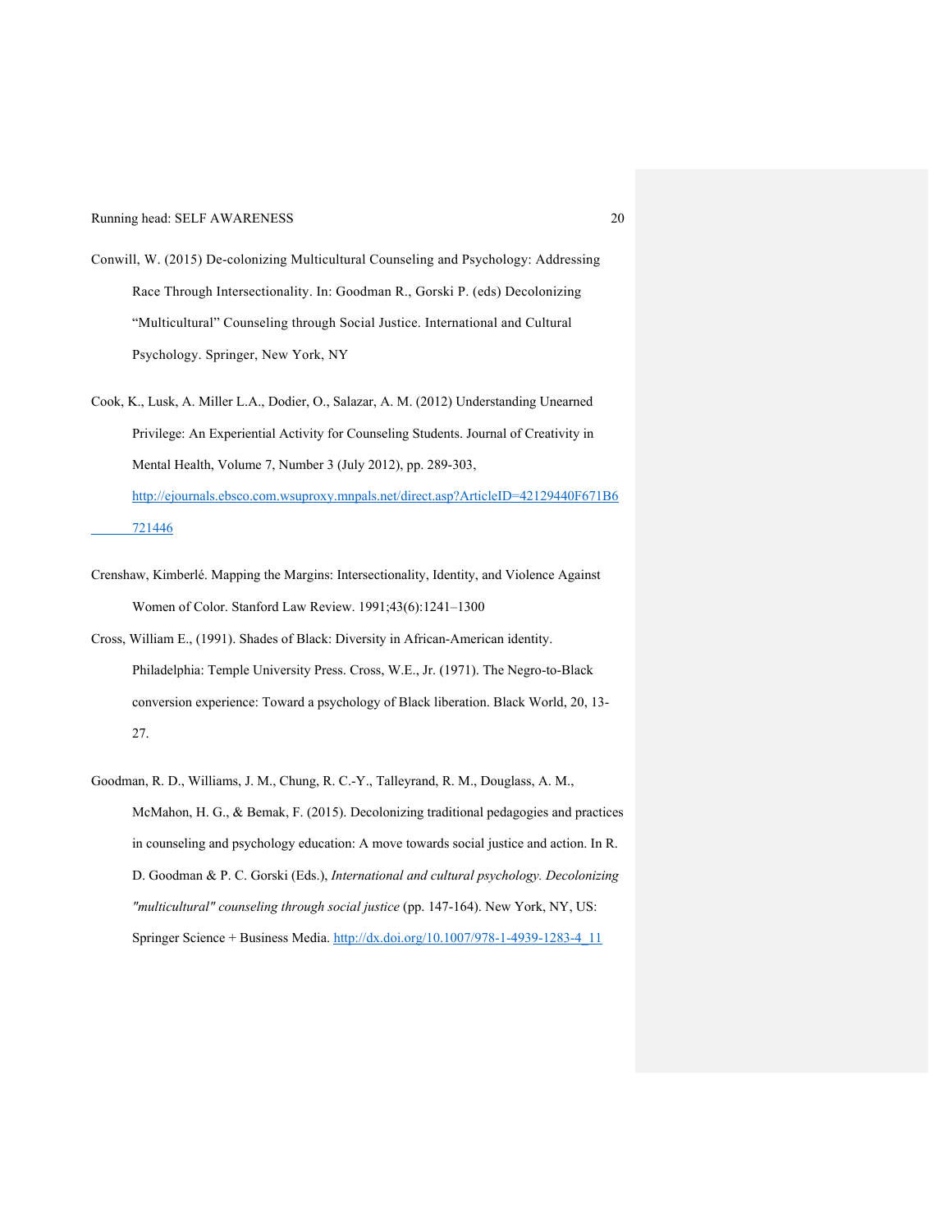Conwill, W. (2015) De-colonizing Multicultural Counseling and Psychology: Addressing Race Through Intersectionality. In: Goodman R., Gorski P. (eds) Decolonizing "Multicultural" Counseling through Social Justice. International and Cultural Psychology. Springer, New York, NY

Cook, K., Lusk, A. Miller L.A., Dodier, O., Salazar, A. M. (2012) Understanding Unearned Privilege: An Experiential Activity for Counseling Students. Journal of Creativity in Mental Health, Volume 7, Number 3 (July 2012), pp. 289-303, http://ejournals.ebsco.com.wsuproxy.mnpals.net/direct.asp?ArticleID=42129440F671B6721446

Crenshaw, Kimberlé. Mapping the Margins: Intersectionality, Identity, and Violence Against Women of Color. Stanford Law Review. 1991;43(6):1241–1300

Cross, William E., (1991). Shades of Black: Diversity in African-American identity. Philadelphia: Temple University Press. Cross, W.E., Jr. (1971). The Negro-to-Black conversion experience: Toward a psychology of Black liberation. Black World, 20, 13-27.

Goodman, R. D., Williams, J. M., Chung, R. C.-Y., Talleyrand, R. M., Douglass, A. M., McMahon, H. G., & Bemak, F. (2015). Decolonizing traditional pedagogies and practices in counseling and psychology education: A move towards social justice and action. In R. D. Goodman & P. C. Gorski (Eds.), *International and cultural psychology. Decolonizing "multicultural" counseling through social justice* (pp. 147-164). New York, NY, US: Springer Science + Business Media. http://dx.doi.org/10.1007/978-1-4939-1283-4_11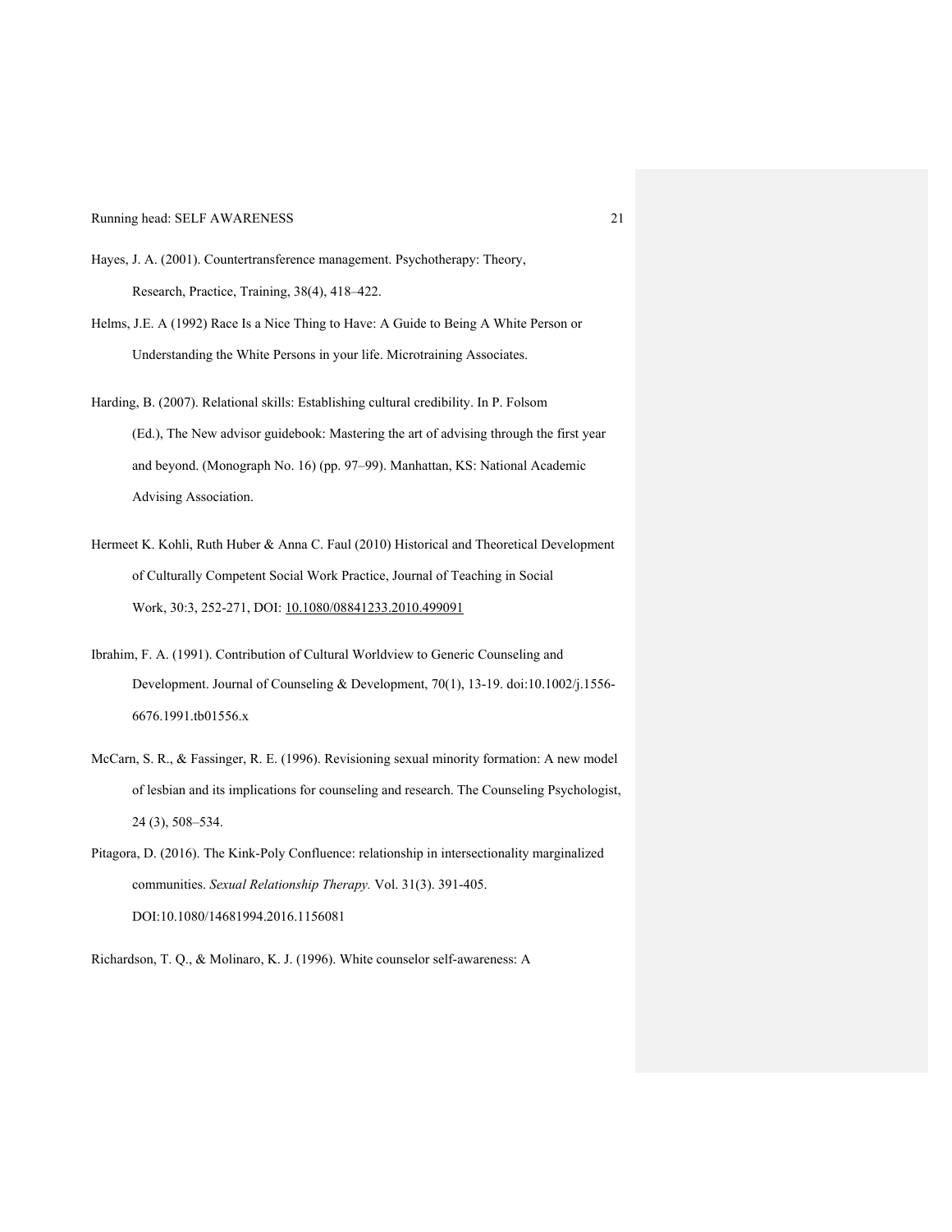Hayes, J. A. (2001). Countertransference management. Psychotherapy: Theory, Research, Practice, Training, 38(4), 418–422.

Helms, J.E. A (1992) Race Is a Nice Thing to Have: A Guide to Being A White Person or Understanding the White Persons in your life. Microtraining Associates.

Harding, B. (2007). Relational skills: Establishing cultural credibility. In P. Folsom (Ed.), The New advisor guidebook: Mastering the art of advising through the first year and beyond. (Monograph No. 16) (pp. 97–99). Manhattan, KS: National Academic Advising Association.

Hermeet K. Kohli, Ruth Huber & Anna C. Faul (2010) Historical and Theoretical Development of Culturally Competent Social Work Practice, Journal of Teaching in Social Work, 30:3, 252-271, DOI: 10.1080/08841233.2010.499091

Ibrahim, F. A. (1991). Contribution of Cultural Worldview to Generic Counseling and Development. Journal of Counseling & Development, 70(1), 13-19. doi:10.1002/j.1556-6676.1991.tb01556.x

McCarn, S. R., & Fassinger, R. E. (1996). Revisioning sexual minority formation: A new model of lesbian and its implications for counseling and research. The Counseling Psychologist, 24 (3), 508–534.

Pitagora, D. (2016). The Kink-Poly Confluence: relationship in intersectionality marginalized communities. *Sexual Relationship Therapy.* Vol. 31(3). 391-405. DOI:10.1080/14681994.2016.1156081

Richardson, T. Q., & Molinaro, K. J. (1996). White counselor self-awareness: A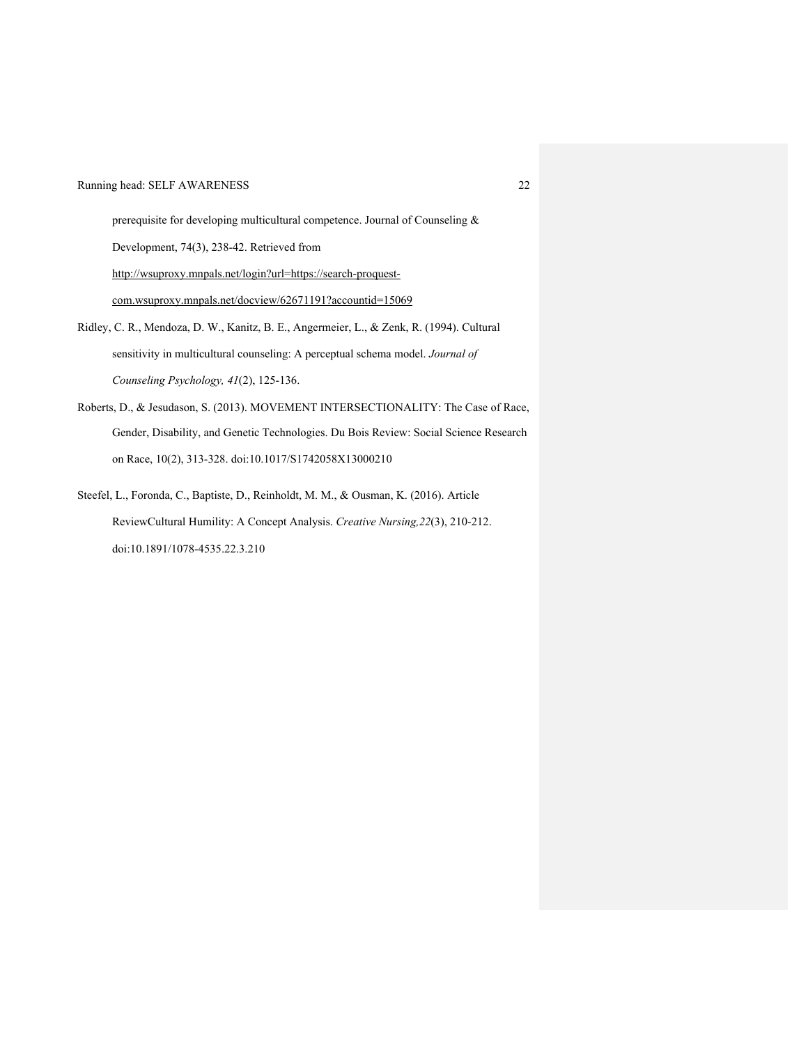prerequisite for developing multicultural competence. Journal of Counseling & Development, 74(3), 238-42. Retrieved from http://wsuproxy.mnpals.net/login?url=https://search-proquest-com.wsuproxy.mnpals.net/docview/62671191?accountid=15069

Ridley, C. R., Mendoza, D. W., Kanitz, B. E., Angermeier, L., & Zenk, R. (1994). Cultural sensitivity in multicultural counseling: A perceptual schema model. *Journal of Counseling Psychology, 41*(2), 125-136.

Roberts, D., & Jesudason, S. (2013). MOVEMENT INTERSECTIONALITY: The Case of Race, Gender, Disability, and Genetic Technologies. Du Bois Review: Social Science Research on Race, 10(2), 313-328. doi:10.1017/S1742058X13000210

Steefel, L., Foronda, C., Baptiste, D., Reinholdt, M. M., & Ousman, K. (2016). Article ReviewCultural Humility: A Concept Analysis. *Creative Nursing,22*(3), 210-212. doi:10.1891/1078-4535.22.3.210